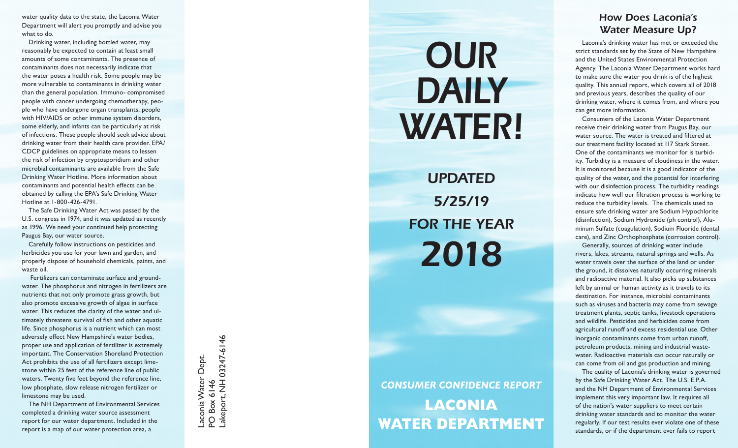water quality data to the state, the Laconia Water Department will alert you promptly and advise you what to do.

Drinking water, including bottled water, may reasonably be expected to contain at least small amounts of some contaminants. The presence of contaminants does not necessarily indicate that the water poses a health risk. Some people may be more vulnerable to contaminants in drinking water than the general population. Immuno- compromised people with cancer undergoing chemotherapy, people who have undergone organ transplants, people with HIV/AIDS or other immune system disorders, some elderly, and infants can be particularly at risk of infections. These people should seek advice about drinking water from their health care provider. EPA/CDCP guidelines on appropriate means to lessen the risk of infection by cryptosporidium and other microbial contaminants are available from the Safe Drinking Water Hotline. More information about contaminants and potential health effects can be obtained by calling the EPA's Safe Drinking Water Hotline at 1-800-426-4791.

The Safe Drinking Water Act was passed by the U.S. congress in 1974, and it was updated as recently as 1996. We need your continued help protecting Paugus Bay, our water source.

Carefully follow instructions on pesticides and herbicides you use for your lawn and garden, and properly dispose of household chemicals, paints, and waste oil.

Fertilizers can contaminate surface and groundwater. The phosphorus and nitrogen in fertilizers are nutrients that not only promote grass growth, but also promote excessive growth of algae in surface water. This reduces the clarity of the water and ultimately threatens survival of fish and other aquatic life. Since phosphorus is a nutrient which can most adversely effect New Hampshire's water bodies, proper use and application of fertilizer is extremely important. The Conservation Shoreland Protection Act prohibits the use of all fertilizers except limestone within 25 feet of the reference line of public waters. Twenty five feet beyond the reference line, low phosphate, slow release nitrogen fertilizer or limestone may be used.

The NH Department of Environmental Services completed a drinking water source assessment report for our water department. Included in the report is a map of our water protection area, a

Laconia Water Dept.
PO Box 6146
Lakeport, NH 03247-6146

# OUR DAILY WATER!

## UPDATED 5/25/19 FOR THE YEAR 2018

*CONSUMER CONFIDENCE REPORT*

**LACONIA WATER DEPARTMENT**

## How Does Laconia's Water Measure Up?

Laconia's drinking water has met or exceeded the strict standards set by the State of New Hampshire and the United States Environmental Protection Agency. The Laconia Water Department works hard to make sure the water you drink is of the highest quality. This annual report, which covers all of 2018 and previous years, describes the quality of our drinking water, where it comes from, and where you can get more information.

Consumers of the Laconia Water Department receive their drinking water from Paugus Bay, our water source. The water is treated and filtered at our treatment facility located at 117 Stark Street. One of the contaminants we monitor for is turbidity. Turbidity is a measure of cloudiness in the water. It is monitored because it is a good indicator of the quality of the water, and the potential for interfering with our disinfection process. The turbidity readings indicate how well our filtration process is working to reduce the turbidity levels. The chemicals used to ensure safe drinking water are Sodium Hypochlorite (disinfection), Sodium Hydroxide (ph control), Aluminum Sulfate (coagulation), Sodium Fluoride (dental care), and Zinc Orthophosphate (corrosion control).

Generally, sources of drinking water include rivers, lakes, streams, natural springs and wells. As water travels over the surface of the land or under the ground, it dissolves naturally occurring minerals and radioactive material. It also picks up substances left by animal or human activity as it travels to its destination. For instance, microbial contaminants such as viruses and bacteria may come from sewage treatment plants, septic tanks, livestock operations and wildlife. Pesticides and herbicides come from agricultural runoff and excess residential use. Other inorganic contaminants come from urban runoff, petroleum products, mining and industrial wastewater. Radioactive materials can occur naturally or can come from oil and gas production and mining.

The quality of Laconia's drinking water is governed by the Safe Drinking Water Act. The U.S. E.P.A. and the NH Department of Environmental Services implement this very important law. It requires all of the nation's water suppliers to meet certain drinking water standards and to monitor the water regularly. If our test results ever violate one of these standards, or if the department ever fails to report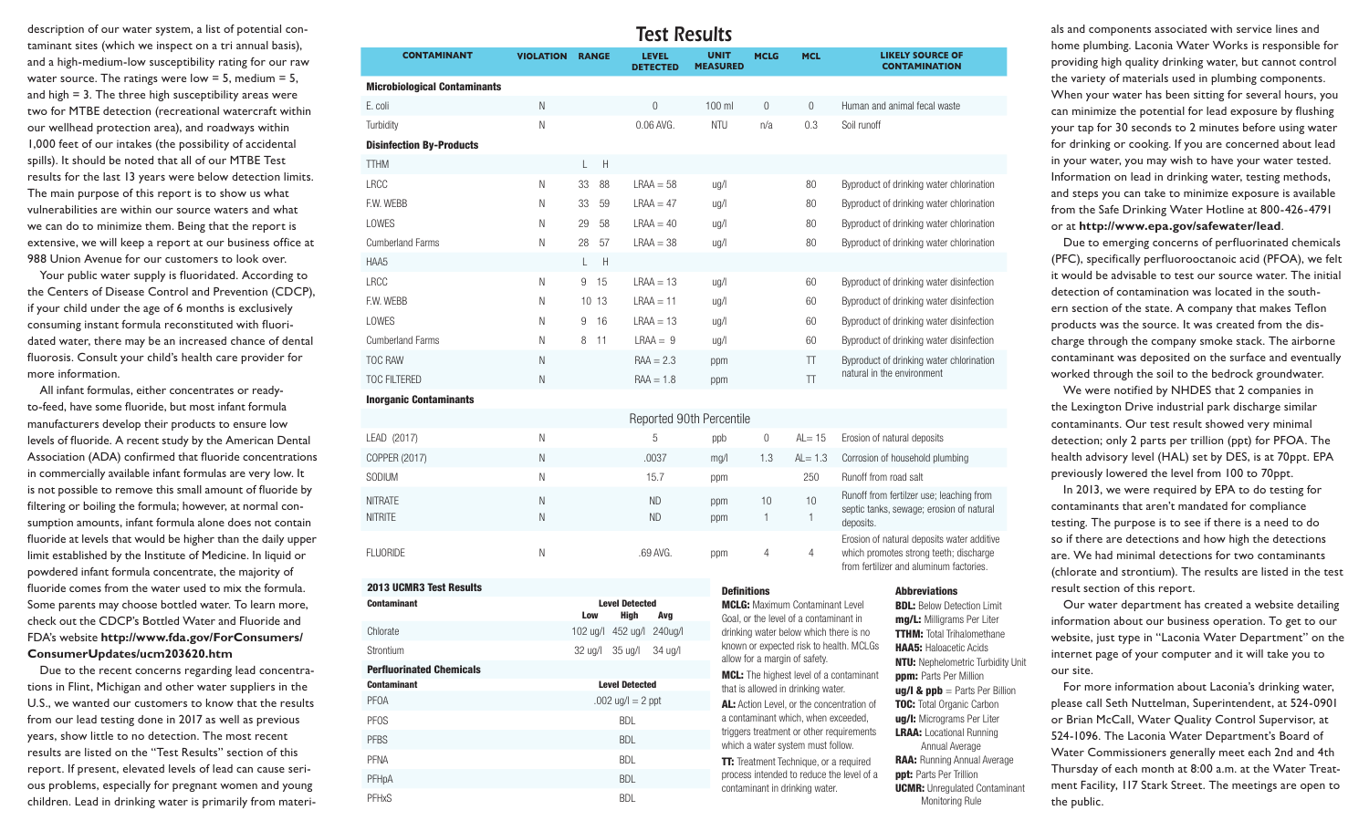description of our water system, a list of potential contaminant sites (which we inspect on a tri annual basis), and a high-medium-low susceptibility rating for our raw water source. The ratings were low = 5, medium = 5, and high = 3. The three high susceptibility areas were two for MTBE detection (recreational watercraft within our wellhead protection area), and roadways within 1,000 feet of our intakes (the possibility of accidental spills). It should be noted that all of our MTBE Test results for the last 13 years were below detection limits. The main purpose of this report is to show us what vulnerabilities are within our source waters and what we can do to minimize them. Being that the report is extensive, we will keep a report at our business office at 988 Union Avenue for our customers to look over.

Your public water supply is fluoridated. According to the Centers of Disease Control and Prevention (CDCP), if your child under the age of 6 months is exclusively consuming instant formula reconstituted with fluoridated water, there may be an increased chance of dental fluorosis. Consult your child's health care provider for more information.

All infant formulas, either concentrates or ready-to-feed, have some fluoride, but most infant formula manufacturers develop their products to ensure low levels of fluoride. A recent study by the American Dental Association (ADA) confirmed that fluoride concentrations in commercially available infant formulas are very low. It is not possible to remove this small amount of fluoride by filtering or boiling the formula; however, at normal consumption amounts, infant formula alone does not contain fluoride at levels that would be higher than the daily upper limit established by the Institute of Medicine. In liquid or powdered infant formula concentrate, the majority of fluoride comes from the water used to mix the formula. Some parents may choose bottled water. To learn more, check out the CDCP's Bottled Water and Fluoride and FDA's website **http://www.fda.gov/ForConsumers/ConsumerUpdates/ucm203620.htm**

Due to the recent concerns regarding lead concentrations in Flint, Michigan and other water suppliers in the U.S., we wanted our customers to know that the results from our lead testing done in 2017 as well as previous years, show little to no detection. The most recent results are listed on the "Test Results" section of this report. If present, elevated levels of lead can cause serious problems, especially for pregnant women and young children. Lead in drinking water is primarily from materials and components associated with service lines and home plumbing. Laconia Water Works is responsible for providing high quality drinking water, but cannot control the variety of materials used in plumbing components. When your water has been sitting for several hours, you can minimize the potential for lead exposure by flushing your tap for 30 seconds to 2 minutes before using water for drinking or cooking. If you are concerned about lead in your water, you may wish to have your water tested. Information on lead in drinking water, testing methods, and steps you can take to minimize exposure is available from the Safe Drinking Water Hotline at 800-426-4791 or at **http://www.epa.gov/safewater/lead**.

## Test Results

| CONTAMINANT | VIOLATION | RANGE | LEVEL DETECTED | UNIT MEASURED | MCLG | MCL | LIKELY SOURCE OF CONTAMINATION |
|---|---|---|---|---|---|---|---|
| **Microbiological Contaminants** | | | | | | | |
| E. coli | N | | 0 | 100 ml | 0 | 0 | Human and animal fecal waste |
| Turbidity | N | | 0.06 AVG. | NTU | n/a | 0.3 | Soil runoff |
| **Disinfection By-Products** | | | | | | | |
| TTHM | | L H | | | | | |
| LRCC | N | 33 88 | LRAA = 58 | ug/l | | 80 | Byproduct of drinking water chlorination |
| F.W. WEBB | N | 33 59 | LRAA = 47 | ug/l | | 80 | Byproduct of drinking water chlorination |
| LOWES | N | 29 58 | LRAA = 40 | ug/l | | 80 | Byproduct of drinking water chlorination |
| Cumberland Farms | N | 28 57 | LRAA = 38 | ug/l | | 80 | Byproduct of drinking water chlorination |
| HAA5 | | L H | | | | | |
| LRCC | N | 9 15 | LRAA = 13 | ug/l | | 60 | Byproduct of drinking water disinfection |
| F.W. WEBB | N | 10 13 | LRAA = 11 | ug/l | | 60 | Byproduct of drinking water disinfection |
| LOWES | N | 9 16 | LRAA = 13 | ug/l | | 60 | Byproduct of drinking water disinfection |
| Cumberland Farms | N | 8 11 | LRAA = 9 | ug/l | | 60 | Byproduct of drinking water disinfection |
| TOC RAW | N | | RAA = 2.3 | ppm | | TT | Byproduct of drinking water chlorination natural in the environment |
| TOC FILTERED | N | | RAA = 1.8 | ppm | | TT | |
| **Inorganic Contaminants** | | | | | | | |
| | | | Reported 90th Percentile | | | | |
| LEAD (2017) | N | | 5 | ppb | 0 | AL= 15 | Erosion of natural deposits |
| COPPER (2017) | N | | .0037 | mg/l | 1.3 | AL= 1.3 | Corrosion of household plumbing |
| SODIUM | N | | 15.7 | ppm | | 250 | Runoff from road salt |
| NITRATE | N | | ND | ppm | 10 | 10 | Runoff from fertilizer use; leaching from septic tanks, sewage; erosion of natural deposits. |
| NITRITE | N | | ND | ppm | 1 | 1 | |
| FLUORIDE | N | | .69 AVG. | ppm | 4 | 4 | Erosion of natural deposits water additive which promotes strong teeth; discharge from fertilizer and aluminum factories. |

### 2013 UCMR3 Test Results

| Contaminant | Level Detected Low | High | Avg |
|---|---|---|---|
| Chlorate | 102 ug/l | 452 ug/l | 240ug/l |
| Strontium | 32 ug/l | 35 ug/l | 34 ug/l |

### Perfluorinated Chemicals

| Contaminant | Level Detected |
|---|---|
| PFOA | .002 ug/l = 2 ppt |
| PFOS | BDL |
| PFBS | BDL |
| PFNA | BDL |
| PFHpA | BDL |
| PFHxS | BDL |

### Definitions

**MCLG:** Maximum Contaminant Level Goal, or the level of a contaminant in drinking water below which there is no known or expected risk to health. MCLGs allow for a margin of safety.

**MCL:** The highest level of a contaminant that is allowed in drinking water.

**AL:** Action Level, or the concentration of a contaminant which, when exceeded, triggers treatment or other requirements which a water system must follow.

**TT:** Treatment Technique, or a required process intended to reduce the level of a contaminant in drinking water.

### Abbreviations

**BDL:** Below Detection Limit
**mg/L:** Milligrams Per Liter
**TTHM:** Total Trihalomethane
**HAA5:** Haloacetic Acids
**NTU:** Nephelometric Turbidity Unit
**ppm:** Parts Per Million
**ug/l & ppb** = Parts Per Billion
**TOC:** Total Organic Carbon
**ug/l:** Micrograms Per Liter
**LRAA:** Locational Running Annual Average
**RAA:** Running Annual Average
**ppt:** Parts Per Trillion
**UCMR:** Unregulated Contaminant Monitoring Rule

Due to emerging concerns of perfluorinated chemicals (PFC), specifically perfluorooctanoic acid (PFOA), we felt it would be advisable to test our source water. The initial detection of contamination was located in the southern section of the state. A company that makes Teflon products was the source. It was created from the discharge through the company smoke stack. The airborne contaminant was deposited on the surface and eventually worked through the soil to the bedrock groundwater.

We were notified by NHDES that 2 companies in the Lexington Drive industrial park discharge similar contaminants. Our test result showed very minimal detection; only 2 parts per trillion (ppt) for PFOA. The health advisory level (HAL) set by DES, is at 70ppt. EPA previously lowered the level from 100 to 70ppt.

In 2013, we were required by EPA to do testing for contaminants that aren't mandated for compliance testing. The purpose is to see if there is a need to do so if there are detections and how high the detections are. We had minimal detections for two contaminants (chlorate and strontium). The results are listed in the test result section of this report.

Our water department has created a website detailing information about our business operation. To get to our website, just type in "Laconia Water Department" on the internet page of your computer and it will take you to our site.

For more information about Laconia's drinking water, please call Seth Nuttelman, Superintendent, at 524-0901 or Brian McCall, Water Quality Control Supervisor, at 524-1096. The Laconia Water Department's Board of Water Commissioners generally meet each 2nd and 4th Thursday of each month at 8:00 a.m. at the Water Treatment Facility, 117 Stark Street. The meetings are open to the public.